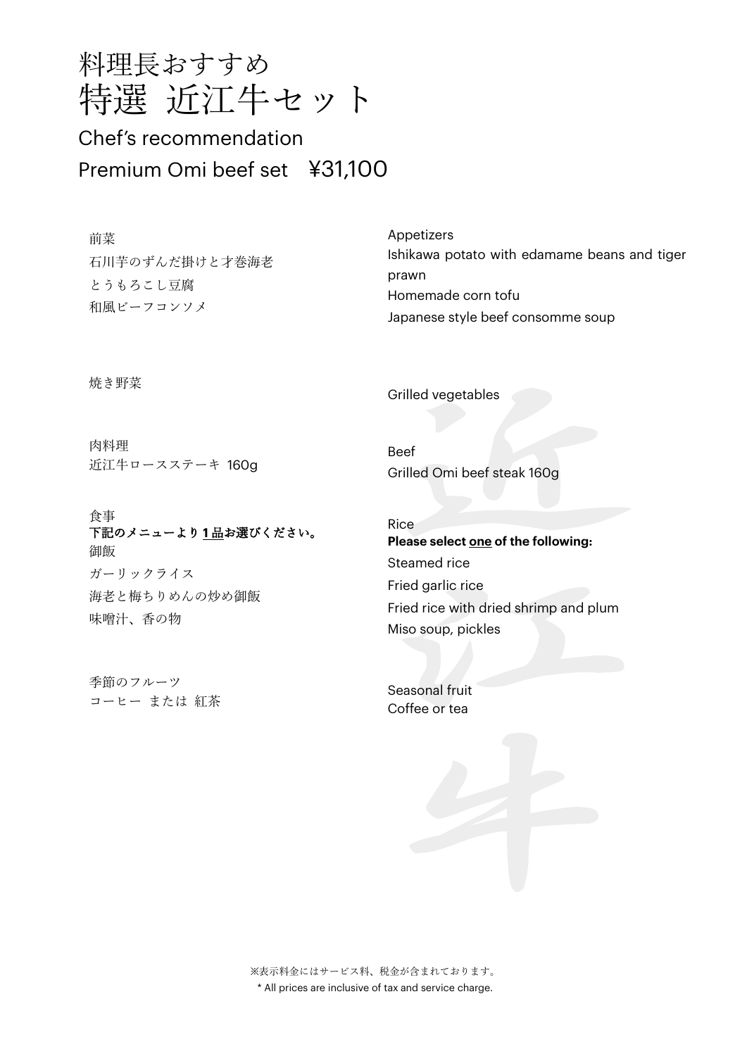# 料理長おすすめ
# 特選 近江牛セット

## Chef's recommendation
## Premium Omi beef set ¥31,100

前菜
石川芋のずんだ掛けと才巻海老
とうもろこし豆腐
和風ビーフコンソメ

Appetizers
Ishikawa potato with edamame beans and tiger prawn
Homemade corn tofu
Japanese style beef consomme soup

焼き野菜

Grilled vegetables

肉料理
近江牛ロースステーキ 160g

Beef
Grilled Omi beef steak 160g

食事
**下記のメニューより1品お選びください。**
御飯
ガーリックライス
海老と梅ちりめんの炒め御飯
味噌汁、香の物

Rice
**Please select one of the following:**
Steamed rice
Fried garlic rice
Fried rice with dried shrimp and plum
Miso soup, pickles

季節のフルーツ
コーヒー または 紅茶

Seasonal fruit
Coffee or tea

※表示料金にはサービス料、税金が含まれております。
* All prices are inclusive of tax and service charge.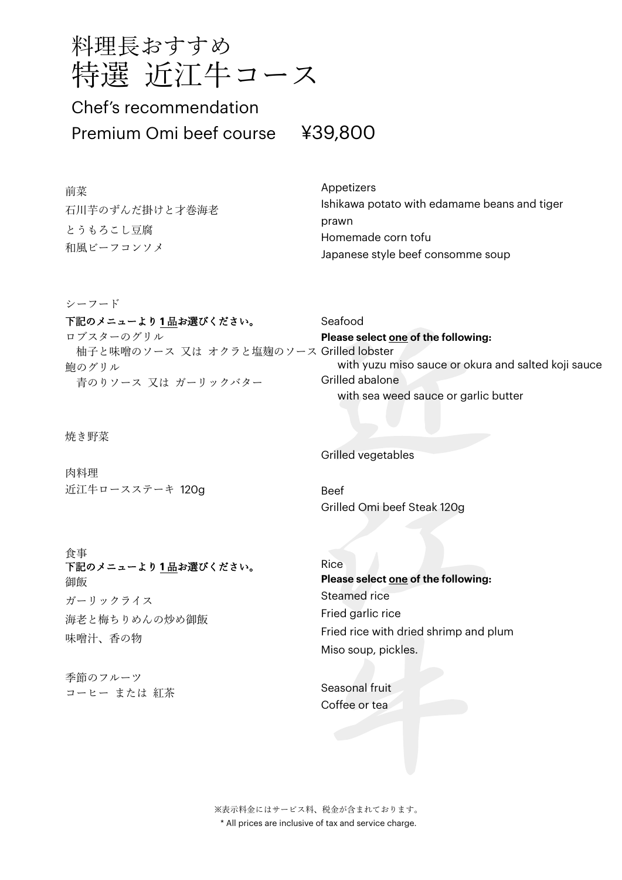# 料理長おすすめ
# 特選 近江牛コース

## Chef's recommendation
## Premium Omi beef course ¥39,800

前菜
石川芋のずんだ掛けと才巻海老
とうもろこし豆腐
和風ビーフコンソメ

Appetizers
Ishikawa potato with edamame beans and tiger prawn
Homemade corn tofu
Japanese style beef consomme soup

シーフード
**下記のメニューより1品お選びください。**
ロブスターのグリル
　柚子と味噌のソース 又は オクラと塩麹のソース
鮑のグリル
　青のりソース 又は ガーリックバター

Seafood
**Please select one of the following:**
Grilled lobster
　with yuzu miso sauce or okura and salted koji sauce
Grilled abalone
　with sea weed sauce or garlic butter

焼き野菜

Grilled vegetables

肉料理
近江牛ロースステーキ 120g

Beef
Grilled Omi beef Steak 120g

食事
**下記のメニューより1品お選びください。**
御飯
ガーリックライス
海老と梅ちりめんの炒め御飯
味噌汁、香の物

Rice
**Please select one of the following:**
Steamed rice
Fried garlic rice
Fried rice with dried shrimp and plum
Miso soup, pickles.

季節のフルーツ
コーヒー または 紅茶

Seasonal fruit
Coffee or tea

※表示料金にはサービス料、税金が含まれております。
* All prices are inclusive of tax and service charge.